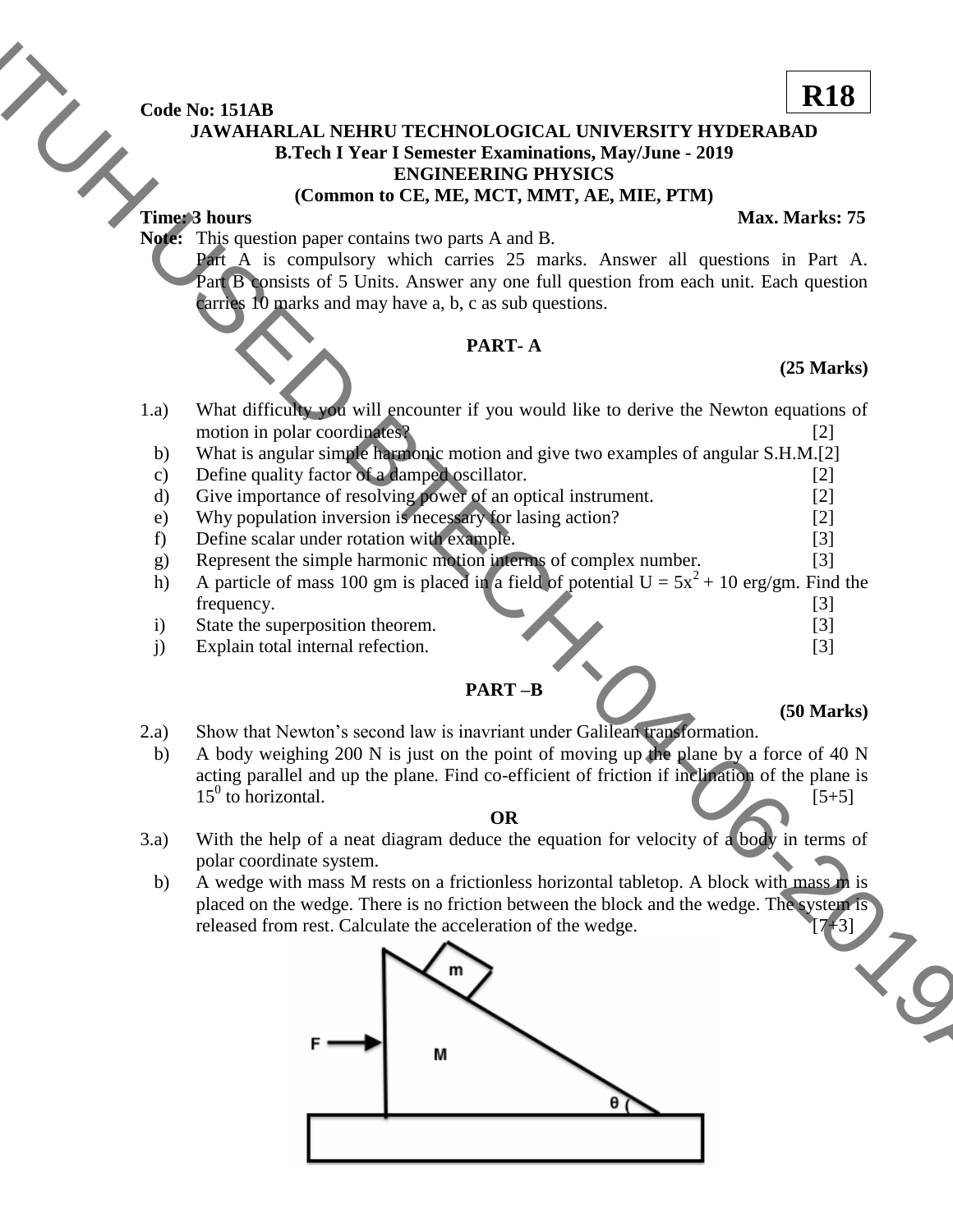**R18**

**Code No: 151AB**

**JAWAHARLAL NEHRU TECHNOLOGICAL UNIVERSITY HYDERABAD**
**B.Tech I Year I Semester Examinations, May/June - 2019**
**ENGINEERING PHYSICS**
**(Common to CE, ME, MCT, MMT, AE, MIE, PTM)**

**Time: 3 hours** **Max. Marks: 75**

**Note:** This question paper contains two parts A and B.
Part A is compulsory which carries 25 marks. Answer all questions in Part A. Part B consists of 5 Units. Answer any one full question from each unit. Each question carries 10 marks and may have a, b, c as sub questions.

## PART- A

**(25 Marks)**

1.a) What difficulty you will encounter if you would like to derive the Newton equations of motion in polar coordinates? [2]

b) What is angular simple harmonic motion and give two examples of angular S.H.M.[2]

c) Define quality factor of a damped oscillator. [2]

d) Give importance of resolving power of an optical instrument. [2]

e) Why population inversion is necessary for lasing action? [2]

f) Define scalar under rotation with example. [3]

g) Represent the simple harmonic motion interms of complex number. [3]

h) A particle of mass 100 gm is placed in a field of potential $U = 5x^2 + 10$ erg/gm. Find the frequency. [3]

i) State the superposition theorem. [3]

j) Explain total internal refection. [3]

## PART –B

**(50 Marks)**

2.a) Show that Newton's second law is inavriant under Galilean transformation.

b) A body weighing 200 N is just on the point of moving up the plane by a force of 40 N acting parallel and up the plane. Find co-efficient of friction if inclination of the plane is $15^0$ to horizontal. [5+5]

**OR**

3.a) With the help of a neat diagram deduce the equation for velocity of a body in terms of polar coordinate system.

b) A wedge with mass M rests on a frictionless horizontal tabletop. A block with mass m is placed on the wedge. There is no friction between the block and the wedge. The system is released from rest. Calculate the acceleration of the wedge. [7+3]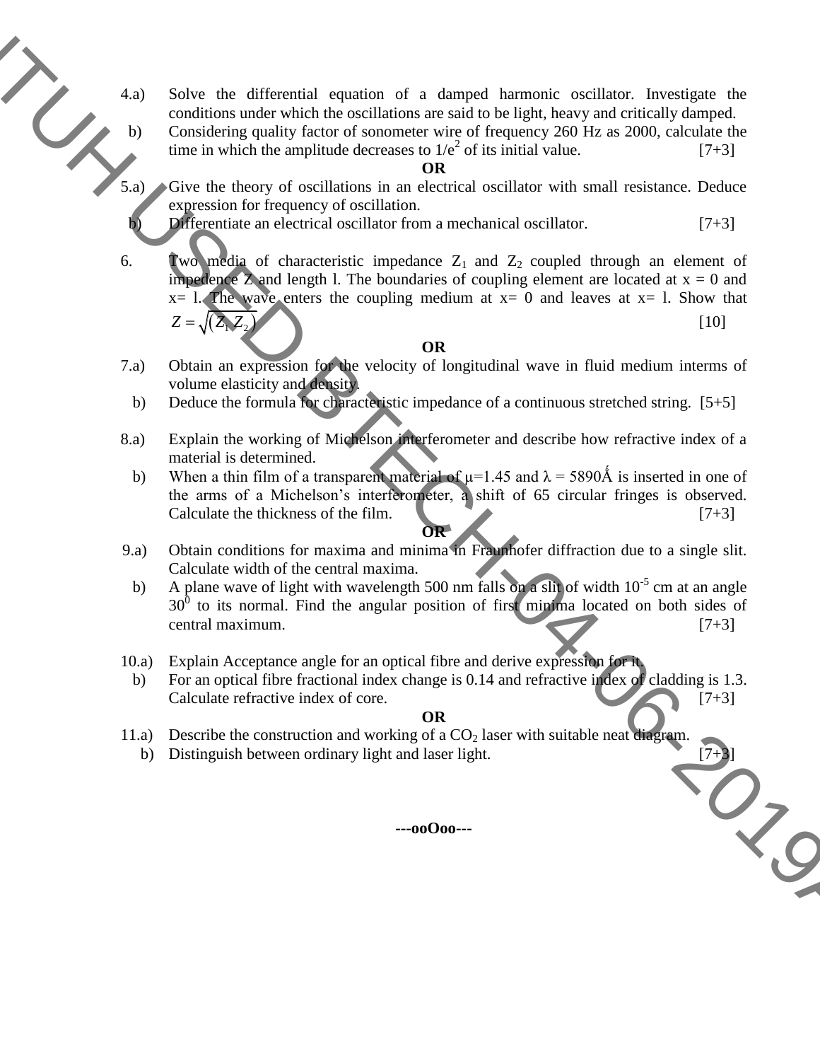4.a) Solve the differential equation of a damped harmonic oscillator. Investigate the conditions under which the oscillations are said to be light, heavy and critically damped.

b) Considering quality factor of sonometer wire of frequency 260 Hz as 2000, calculate the time in which the amplitude decreases to $1/e^2$ of its initial value. [7+3]

**OR**

5.a) Give the theory of oscillations in an electrical oscillator with small resistance. Deduce expression for frequency of oscillation.

b) Differentiate an electrical oscillator from a mechanical oscillator. [7+3]

6. Two media of characteristic impedance $Z_1$ and $Z_2$ coupled through an element of impedence Z and length l. The boundaries of coupling element are located at x = 0 and x= l. The wave enters the coupling medium at x= 0 and leaves at x= l. Show that $Z = \sqrt{(Z_1 Z_2)}$ [10]

**OR**

7.a) Obtain an expression for the velocity of longitudinal wave in fluid medium interms of volume elasticity and density.

b) Deduce the formula for characteristic impedance of a continuous stretched string. [5+5]

8.a) Explain the working of Michelson interferometer and describe how refractive index of a material is determined.

b) When a thin film of a transparent material of $\mu$=1.45 and $\lambda$ = 5890Å is inserted in one of the arms of a Michelson's interferometer, a shift of 65 circular fringes is observed. Calculate the thickness of the film. [7+3]

**OR**

9.a) Obtain conditions for maxima and minima in Fraunhofer diffraction due to a single slit. Calculate width of the central maxima.

b) A plane wave of light with wavelength 500 nm falls on a slit of width $10^{-5}$ cm at an angle $30^0$ to its normal. Find the angular position of first minima located on both sides of central maximum. [7+3]

10.a) Explain Acceptance angle for an optical fibre and derive expression for it.

b) For an optical fibre fractional index change is 0.14 and refractive index of cladding is 1.3. Calculate refractive index of core. [7+3]

**OR**

11.a) Describe the construction and working of a $CO_2$ laser with suitable neat diagram.

b) Distinguish between ordinary light and laser light. [7+3]

---ooOoo---